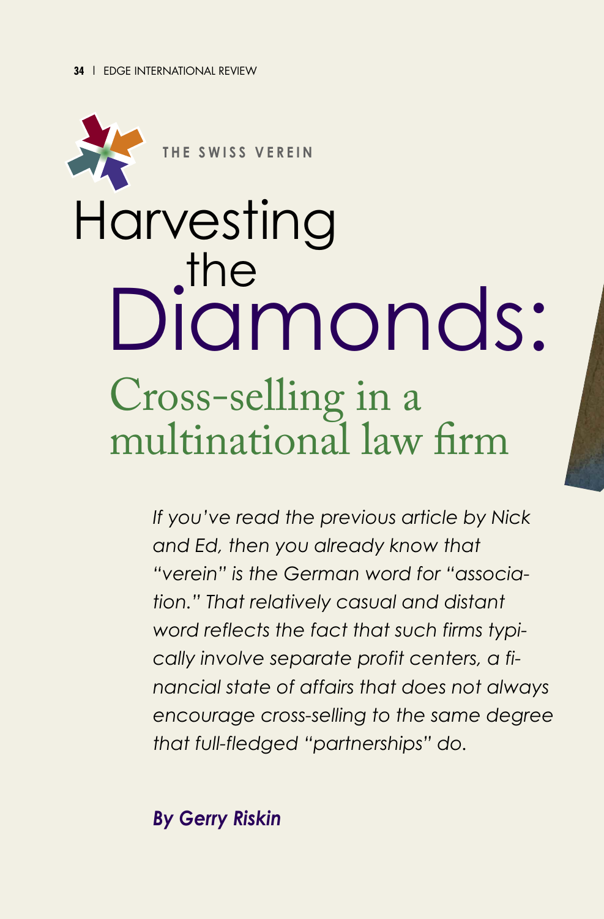THE SWISS VEREIN

# Harvesting the Diamonds:

## Cross-selling in a multinational law firm

*If you've read the previous article by Nick and Ed, then you already know that "verein" is the German word for "association." That relatively casual and distant word reflects the fact that such firms typically involve separate profit centers, a financial state of affairs that does not always encourage cross-selling to the same degree that full-fledged "partnerships" do.*

***By Gerry Riskin***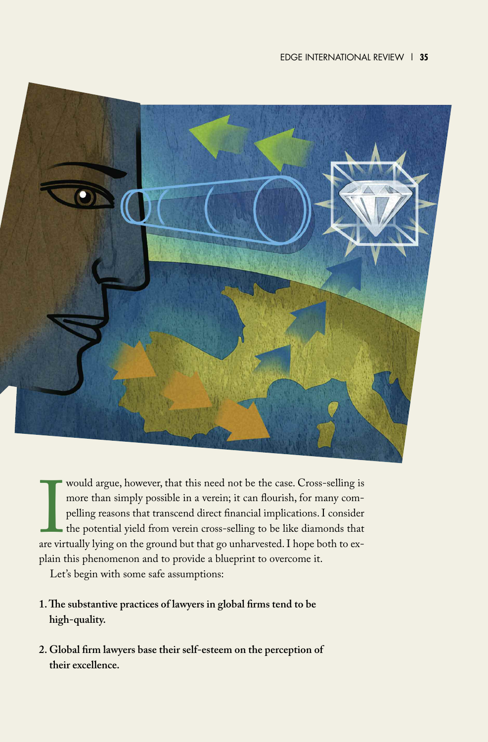I would argue, however, that this need not be the case. Cross-selling is more than simply possible in a verein; it can flourish, for many compelling reasons that transcend direct financial implications. I consider the potential yield from verein cross-selling to be like diamonds that are virtually lying on the ground but that go unharvested. I hope both to explain this phenomenon and to provide a blueprint to overcome it.

Let's begin with some safe assumptions:

1. **The substantive practices of lawyers in global firms tend to be high-quality.**

2. **Global firm lawyers base their self-esteem on the perception of their excellence.**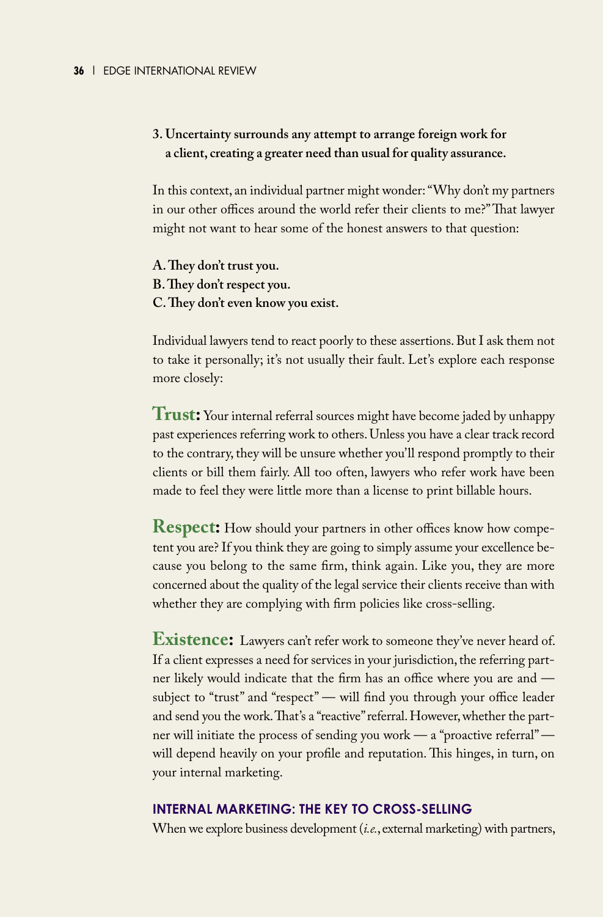**3. Uncertainty surrounds any attempt to arrange foreign work for a client, creating a greater need than usual for quality assurance.**

In this context, an individual partner might wonder: "Why don't my partners in our other offices around the world refer their clients to me?" That lawyer might not want to hear some of the honest answers to that question:

**A. They don't trust you.**
**B. They don't respect you.**
**C. They don't even know you exist.**

Individual lawyers tend to react poorly to these assertions. But I ask them not to take it personally; it's not usually their fault. Let's explore each response more closely:

**Trust:** Your internal referral sources might have become jaded by unhappy past experiences referring work to others. Unless you have a clear track record to the contrary, they will be unsure whether you'll respond promptly to their clients or bill them fairly. All too often, lawyers who refer work have been made to feel they were little more than a license to print billable hours.

**Respect:** How should your partners in other offices know how competent you are? If you think they are going to simply assume your excellence because you belong to the same firm, think again. Like you, they are more concerned about the quality of the legal service their clients receive than with whether they are complying with firm policies like cross-selling.

**Existence:** Lawyers can't refer work to someone they've never heard of. If a client expresses a need for services in your jurisdiction, the referring partner likely would indicate that the firm has an office where you are and — subject to "trust" and "respect" — will find you through your office leader and send you the work. That's a "reactive" referral. However, whether the partner will initiate the process of sending you work — a "proactive referral" — will depend heavily on your profile and reputation. This hinges, in turn, on your internal marketing.

## INTERNAL MARKETING: THE KEY TO CROSS-SELLING

When we explore business development (*i.e.*, external marketing) with partners,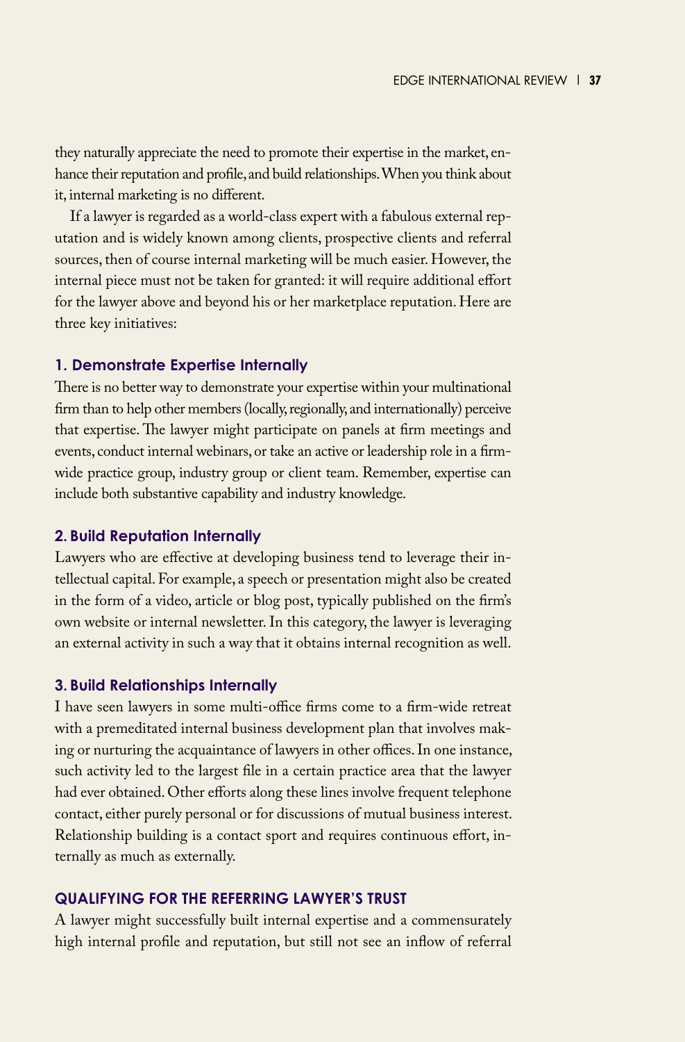they naturally appreciate the need to promote their expertise in the market, enhance their reputation and profile, and build relationships. When you think about it, internal marketing is no different.

If a lawyer is regarded as a world-class expert with a fabulous external reputation and is widely known among clients, prospective clients and referral sources, then of course internal marketing will be much easier. However, the internal piece must not be taken for granted: it will require additional effort for the lawyer above and beyond his or her marketplace reputation. Here are three key initiatives:

### 1. Demonstrate Expertise Internally

There is no better way to demonstrate your expertise within your multinational firm than to help other members (locally, regionally, and internationally) perceive that expertise. The lawyer might participate on panels at firm meetings and events, conduct internal webinars, or take an active or leadership role in a firm-wide practice group, industry group or client team. Remember, expertise can include both substantive capability and industry knowledge.

### 2. Build Reputation Internally

Lawyers who are effective at developing business tend to leverage their intellectual capital. For example, a speech or presentation might also be created in the form of a video, article or blog post, typically published on the firm's own website or internal newsletter. In this category, the lawyer is leveraging an external activity in such a way that it obtains internal recognition as well.

### 3. Build Relationships Internally

I have seen lawyers in some multi-office firms come to a firm-wide retreat with a premeditated internal business development plan that involves making or nurturing the acquaintance of lawyers in other offices. In one instance, such activity led to the largest file in a certain practice area that the lawyer had ever obtained. Other efforts along these lines involve frequent telephone contact, either purely personal or for discussions of mutual business interest. Relationship building is a contact sport and requires continuous effort, internally as much as externally.

## QUALIFYING FOR THE REFERRING LAWYER'S TRUST

A lawyer might successfully built internal expertise and a commensurately high internal profile and reputation, but still not see an inflow of referral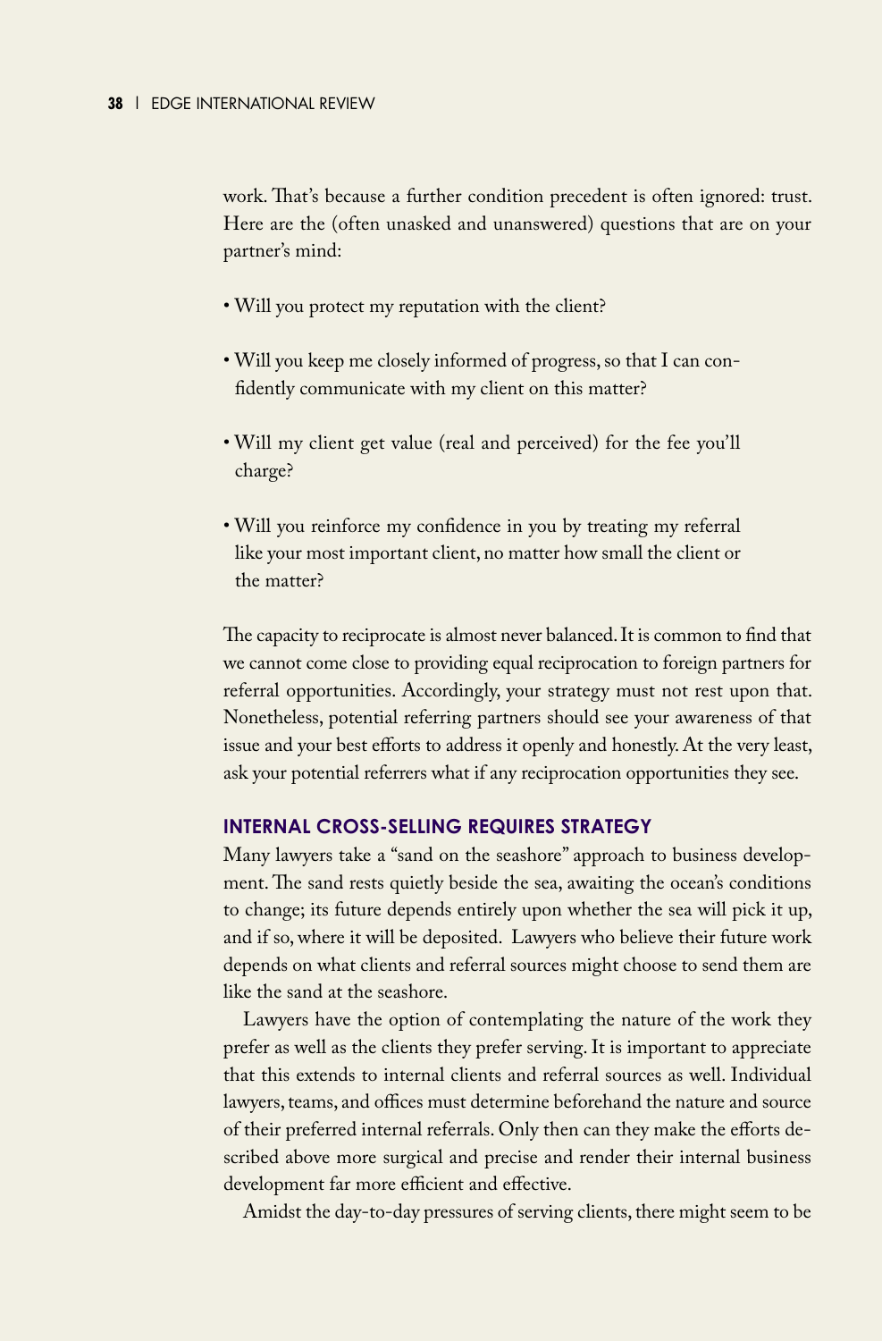work. That's because a further condition precedent is often ignored: trust. Here are the (often unasked and unanswered) questions that are on your partner's mind:

- Will you protect my reputation with the client?
- Will you keep me closely informed of progress, so that I can confidently communicate with my client on this matter?
- Will my client get value (real and perceived) for the fee you'll charge?
- Will you reinforce my confidence in you by treating my referral like your most important client, no matter how small the client or the matter?

The capacity to reciprocate is almost never balanced. It is common to find that we cannot come close to providing equal reciprocation to foreign partners for referral opportunities. Accordingly, your strategy must not rest upon that. Nonetheless, potential referring partners should see your awareness of that issue and your best efforts to address it openly and honestly. At the very least, ask your potential referrers what if any reciprocation opportunities they see.

## INTERNAL CROSS-SELLING REQUIRES STRATEGY

Many lawyers take a "sand on the seashore" approach to business development. The sand rests quietly beside the sea, awaiting the ocean's conditions to change; its future depends entirely upon whether the sea will pick it up, and if so, where it will be deposited. Lawyers who believe their future work depends on what clients and referral sources might choose to send them are like the sand at the seashore.

Lawyers have the option of contemplating the nature of the work they prefer as well as the clients they prefer serving. It is important to appreciate that this extends to internal clients and referral sources as well. Individual lawyers, teams, and offices must determine beforehand the nature and source of their preferred internal referrals. Only then can they make the efforts described above more surgical and precise and render their internal business development far more efficient and effective.

Amidst the day-to-day pressures of serving clients, there might seem to be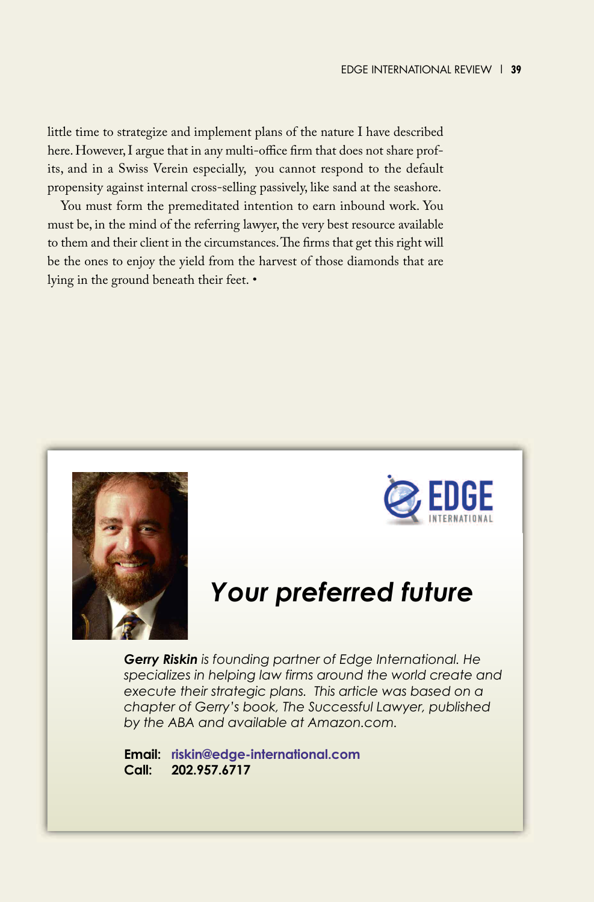little time to strategize and implement plans of the nature I have described here. However, I argue that in any multi-office firm that does not share profits, and in a Swiss Verein especially, you cannot respond to the default propensity against internal cross-selling passively, like sand at the seashore.

You must form the premeditated intention to earn inbound work. You must be, in the mind of the referring lawyer, the very best resource available to them and their client in the circumstances. The firms that get this right will be the ones to enjoy the yield from the harvest of those diamonds that are lying in the ground beneath their feet. •

EDGE INTERNATIONAL

***Your preferred future***

***Gerry Riskin*** *is founding partner of Edge International. He specializes in helping law firms around the world create and execute their strategic plans. This article was based on a chapter of Gerry's book, The Successful Lawyer, published by the ABA and available at Amazon.com.*

**Email:** riskin@edge-international.com
**Call:** **202.957.6717**